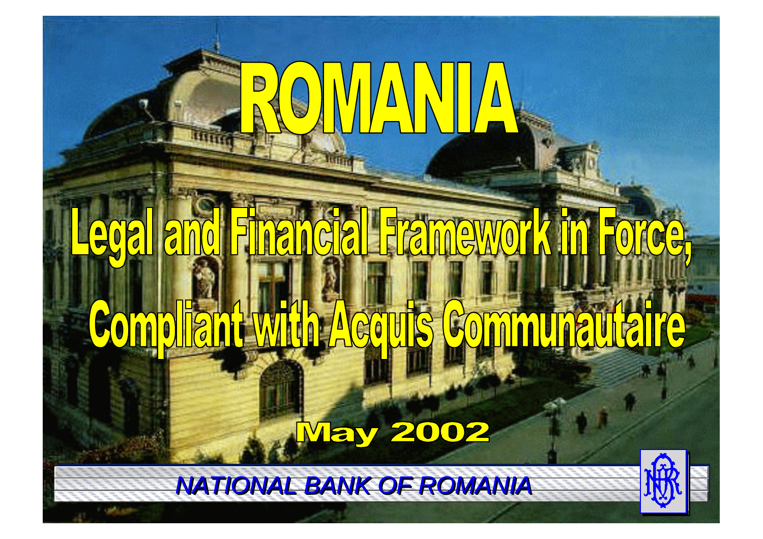# ROMANIA

## Legal and Financial Framework in Force, Compliant with Acquis Communautaire

**May 2002**

*NATIONAL BANK OF ROMANIA*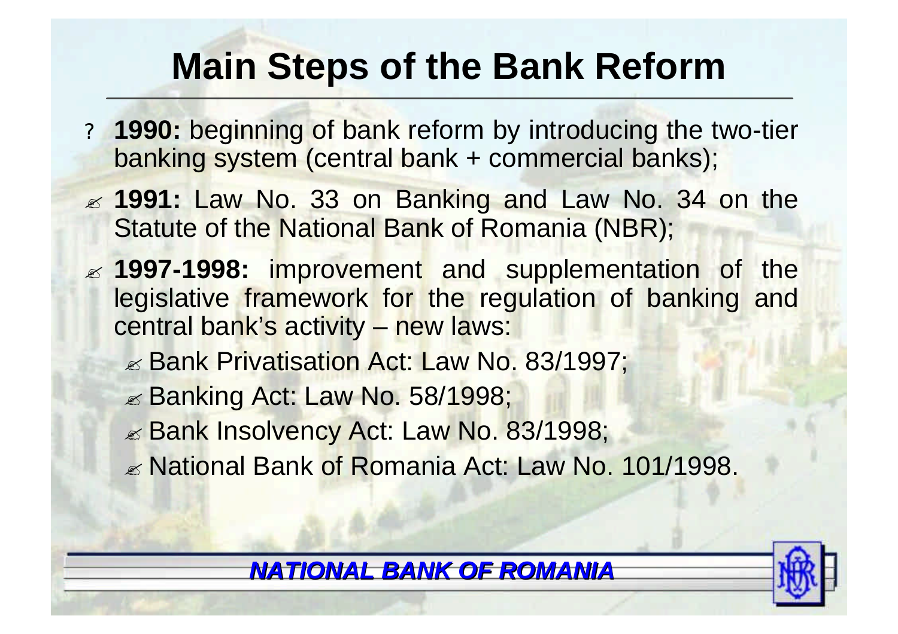# Main Steps of the Bank Reform

- **1990:** beginning of bank reform by introducing the two-tier banking system (central bank + commercial banks);
- **1991:** Law No. 33 on Banking and Law No. 34 on the Statute of the National Bank of Romania (NBR);
- **1997-1998:** improvement and supplementation of the legislative framework for the regulation of banking and central bank's activity – new laws:
  - Bank Privatisation Act: Law No. 83/1997;
  - Banking Act: Law No. 58/1998;
  - Bank Insolvency Act: Law No. 83/1998;
  - National Bank of Romania Act: Law No. 101/1998.

***NATIONAL BANK OF ROMANIA***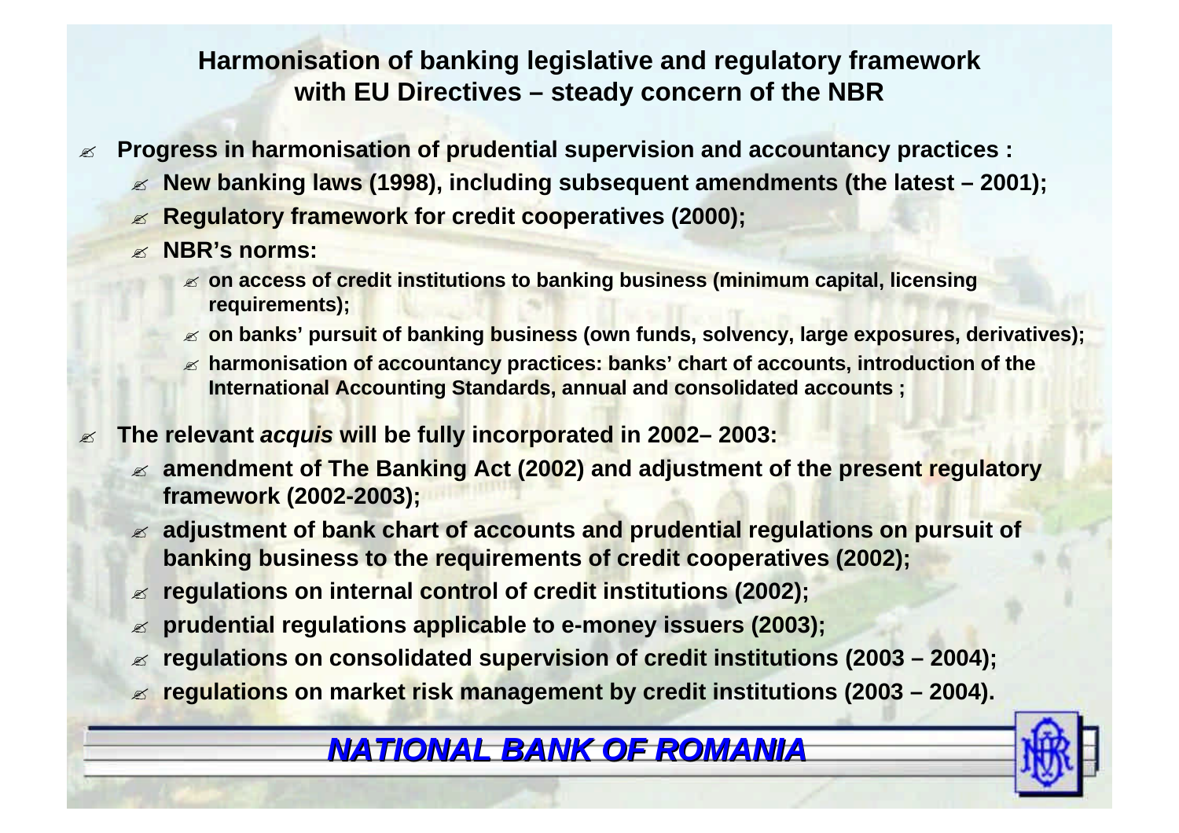## Harmonisation of banking legislative and regulatory framework with EU Directives – steady concern of the NBR

- **Progress in harmonisation of prudential supervision and accountancy practices :**
  - **New banking laws (1998), including subsequent amendments (the latest – 2001);**
  - **Regulatory framework for credit cooperatives (2000);**
  - **NBR's norms:**
    - **on access of credit institutions to banking business (minimum capital, licensing requirements);**
    - **on banks' pursuit of banking business (own funds, solvency, large exposures, derivatives);**
    - **harmonisation of accountancy practices: banks' chart of accounts, introduction of the International Accounting Standards, annual and consolidated accounts ;**
- **The relevant *acquis* will be fully incorporated in 2002– 2003:**
  - **amendment of The Banking Act (2002) and adjustment of the present regulatory framework (2002-2003);**
  - **adjustment of bank chart of accounts and prudential regulations on pursuit of banking business to the requirements of credit cooperatives (2002);**
  - **regulations on internal control of credit institutions (2002);**
  - **prudential regulations applicable to e-money issuers (2003);**
  - **regulations on consolidated supervision of credit institutions (2003 – 2004);**
  - **regulations on market risk management by credit institutions (2003 – 2004).**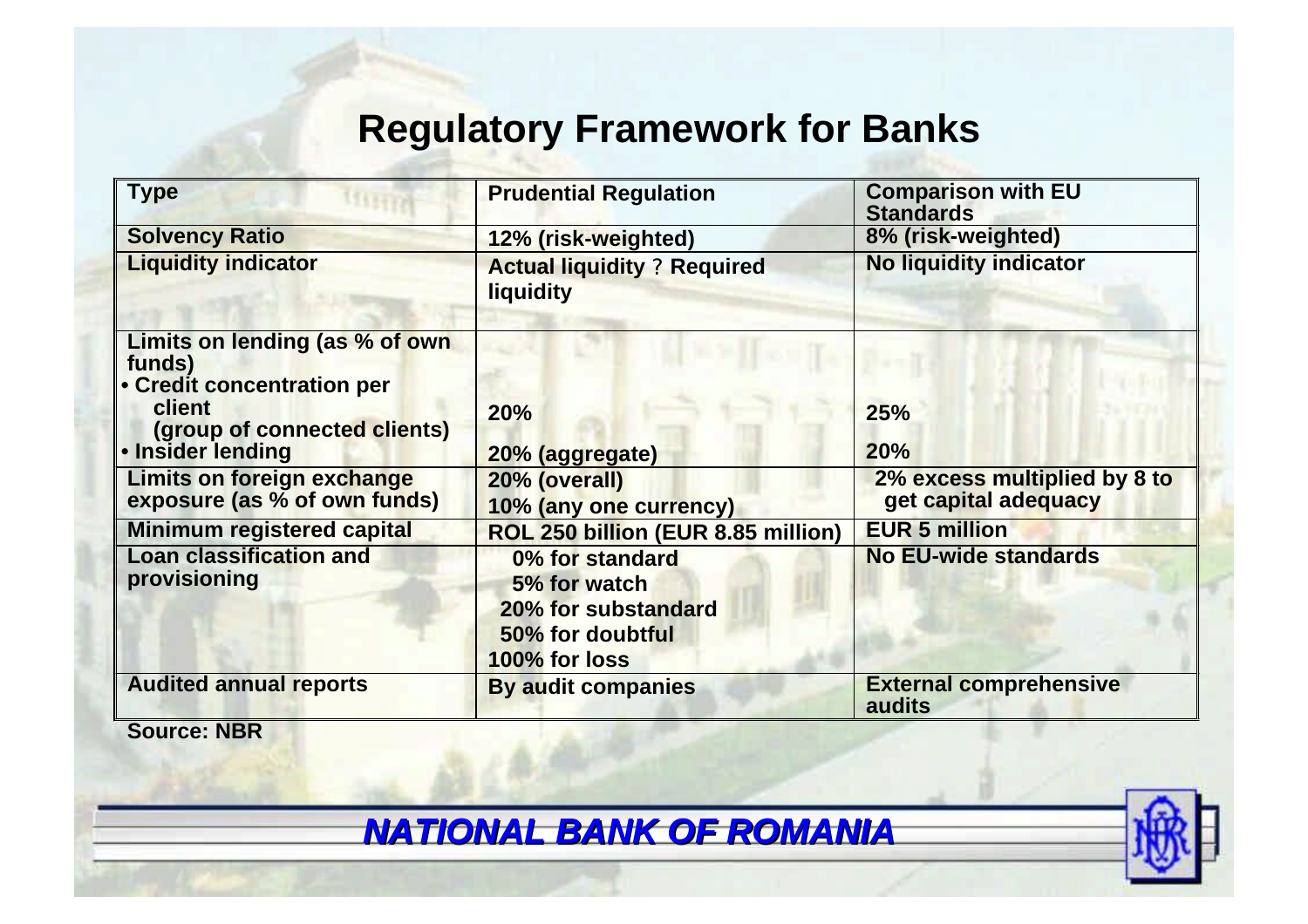## Regulatory Framework for Banks

| Type | Prudential Regulation | Comparison with EU Standards |
|---|---|---|
| Solvency Ratio | 12% (risk-weighted) | 8% (risk-weighted) |
| Liquidity indicator | Actual liquidity ? Required liquidity | No liquidity indicator |
| Limits on lending (as % of own funds)<br>• Credit concentration per client (group of connected clients)<br>• Insider lending | <br>20%<br>20% (aggregate) | <br>25%<br>20% |
| Limits on foreign exchange exposure (as % of own funds) | 20% (overall)<br>10% (any one currency) | 2% excess multiplied by 8 to get capital adequacy |
| Minimum registered capital | ROL 250 billion (EUR 8.85 million) | EUR 5 million |
| Loan classification and provisioning | 0% for standard<br>5% for watch<br>20% for substandard<br>50% for doubtful<br>100% for loss | No EU-wide standards |
| Audited annual reports | By audit companies | External comprehensive audits |

Source: NBR

***NATIONAL BANK OF ROMANIA***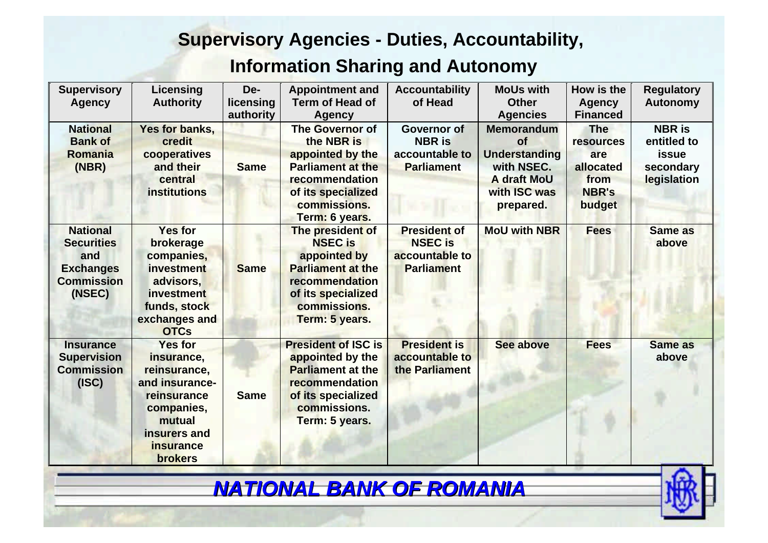# Supervisory Agencies - Duties, Accountability, Information Sharing and Autonomy

| Supervisory Agency | Licensing Authority | De-licensing authority | Appointment and Term of Head of Agency | Accountability of Head | MoUs with Other Agencies | How is the Agency Financed | Regulatory Autonomy |
|---|---|---|---|---|---|---|---|
| **National Bank of Romania (NBR)** | Yes for banks, credit cooperatives and their central institutions | Same | The Governor of the NBR is appointed by the Parliament at the recommendation of its specialized commissions. Term: 6 years. | Governor of NBR is accountable to Parliament | Memorandum of Understanding with NSEC. A draft MoU with ISC was prepared. | The resources are allocated from NBR's budget | NBR is entitled to issue secondary legislation |
| **National Securities and Exchanges Commission (NSEC)** | Yes for brokerage companies, investment advisors, investment funds, stock exchanges and OTCs | Same | The president of NSEC is appointed by Parliament at the recommendation of its specialized commissions. Term: 5 years. | President of NSEC is accountable to Parliament | MoU with NBR | Fees | Same as above |
| **Insurance Supervision Commission (ISC)** | Yes for insurance, reinsurance, and insurance-reinsurance companies, mutual insurers and insurance brokers | Same | President of ISC is appointed by the Parliament at the recommendation of its specialized commissions. Term: 5 years. | President is accountable to the Parliament | See above | Fees | Same as above |

***NATIONAL BANK OF ROMANIA***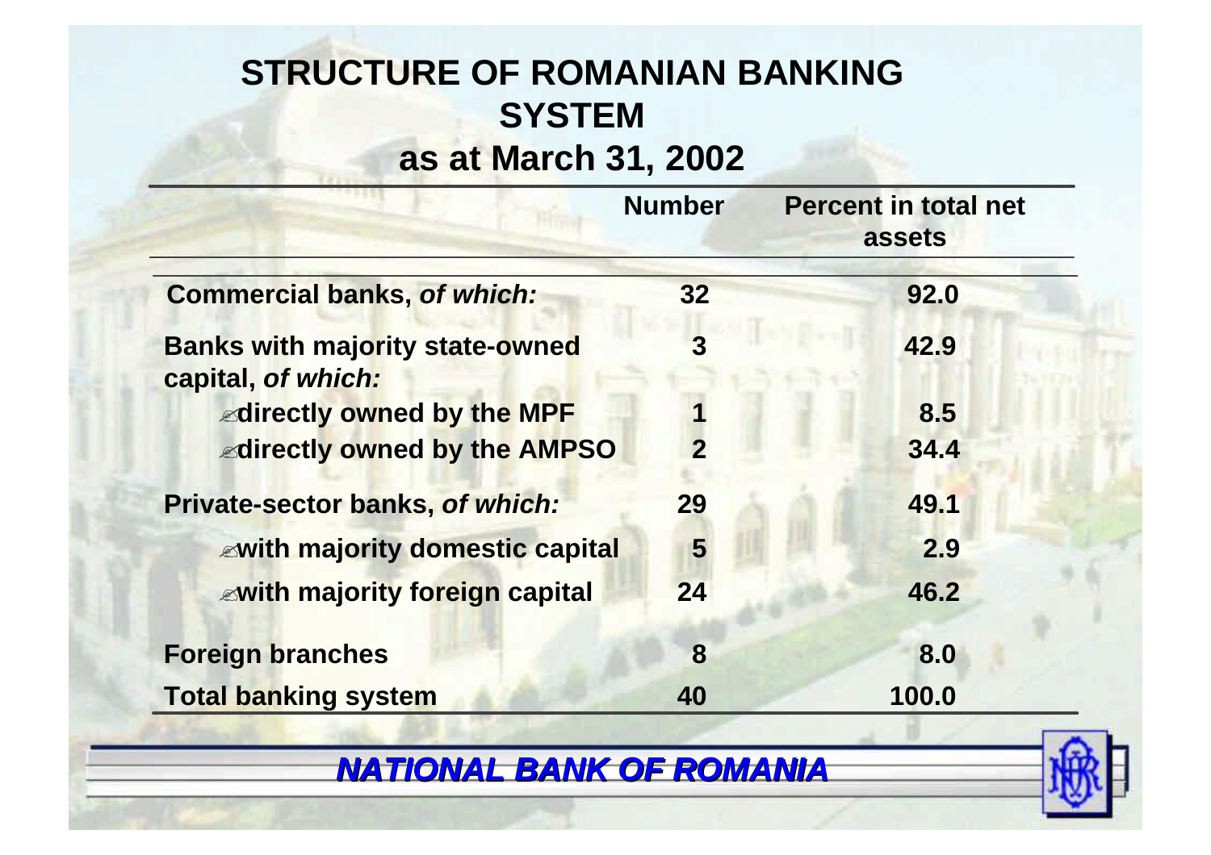# STRUCTURE OF ROMANIAN BANKING SYSTEM as at March 31, 2002

| | Number | Percent in total net assets |
|---|---|---|
| **Commercial banks, *of which:*** | **32** | **92.0** |
| **Banks with majority state-owned capital, *of which:*** | **3** | **42.9** |
| **directly owned by the MPF** | **1** | **8.5** |
| **directly owned by the AMPSO** | **2** | **34.4** |
| **Private-sector banks, *of which:*** | **29** | **49.1** |
| **with majority domestic capital** | **5** | **2.9** |
| **with majority foreign capital** | **24** | **46.2** |
| **Foreign branches** | **8** | **8.0** |
| **Total banking system** | **40** | **100.0** |

***NATIONAL BANK OF ROMANIA***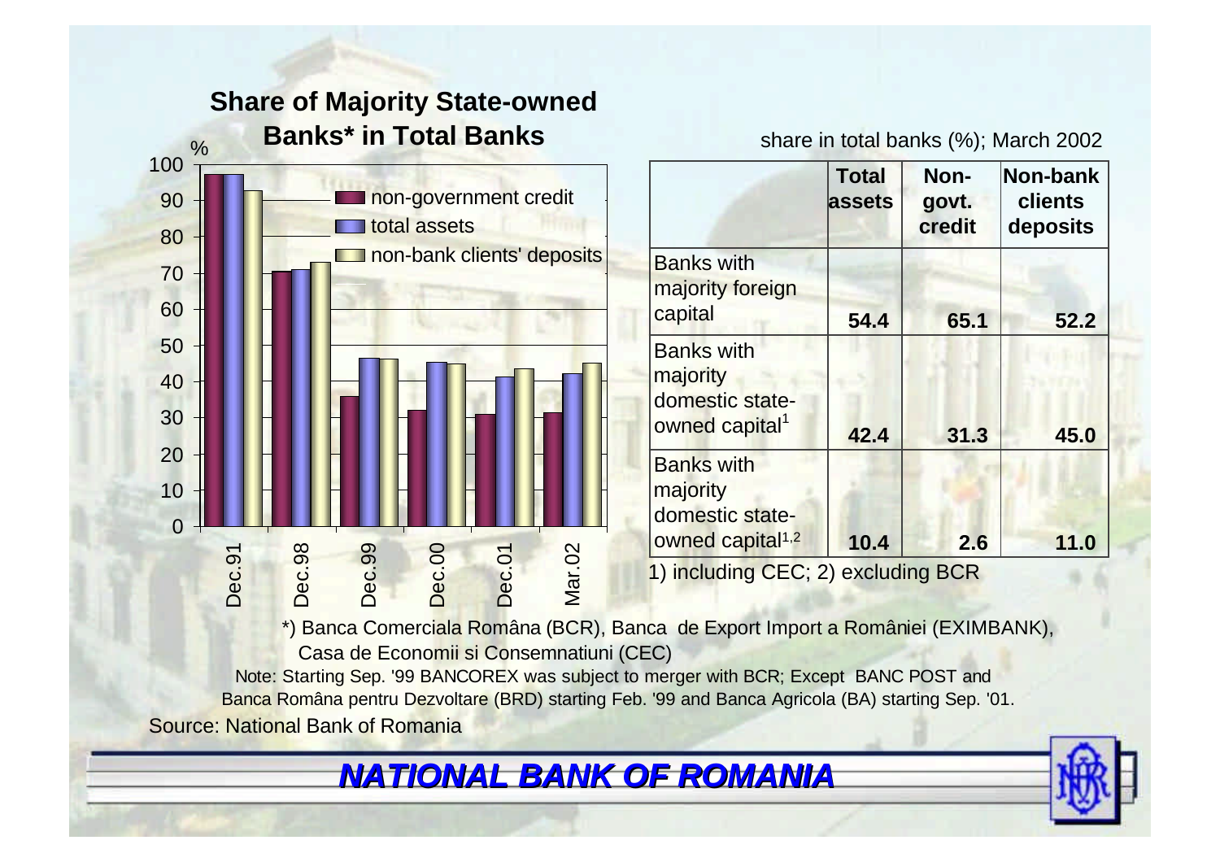## Share of Majority State-owned Banks* in Total Banks

share in total banks (%); March 2002

| | Total assets | Non-govt. credit | Non-bank clients deposits |
|---|---|---|---|
| Banks with majority foreign capital | **54.4** | **65.1** | **52.2** |
| Banks with majority domestic state-owned capital[1] | **42.4** | **31.3** | **45.0** |
| Banks with majority domestic state-owned capital[1,2] | **10.4** | **2.6** | **11.0** |

1) including CEC; 2) excluding BCR

*) Banca Comerciala Română (BCR), Banca de Export Import a României (EXIMBANK), Casa de Economii si Consemnatiuni (CEC)

Note: Starting Sep. '99 BANCOREX was subject to merger with BCR; Except BANC POST and Banca Română pentru Dezvoltare (BRD) starting Feb. '99 and Banca Agricola (BA) starting Sep. '01.

Source: National Bank of Romania

***NATIONAL BANK OF ROMANIA***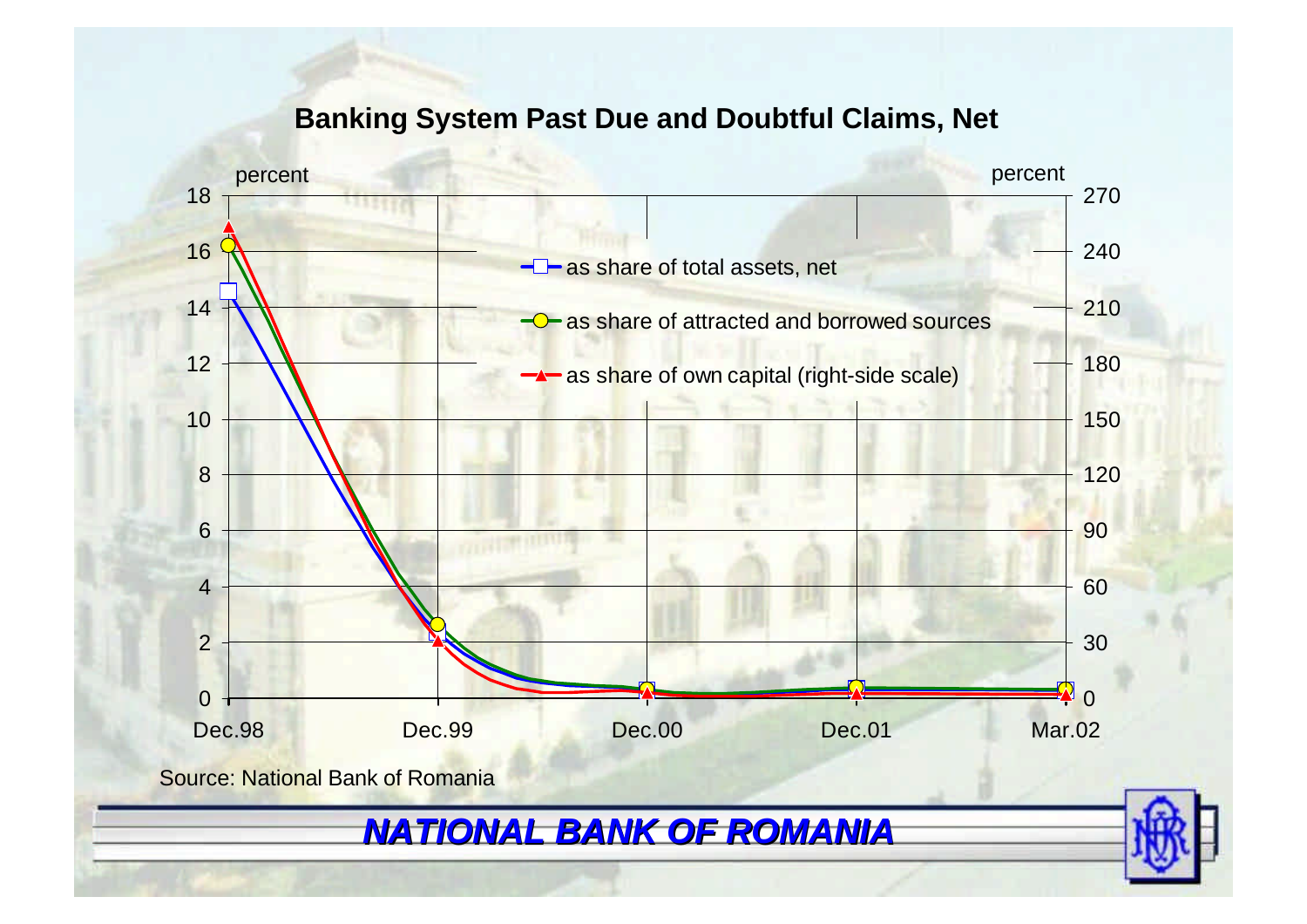## Banking System Past Due and Doubtful Claims, Net

percent | percent

- as share of total assets, net
- as share of attracted and borrowed sources
- as share of own capital (right-side scale)

Left axis: 0, 2, 4, 6, 8, 10, 12, 14, 16, 18

Right axis: 0, 30, 60, 90, 120, 150, 180, 210, 240, 270

Dec.98 | Dec.99 | Dec.00 | Dec.01 | Mar.02

Source: National Bank of Romania

***NATIONAL BANK OF ROMANIA***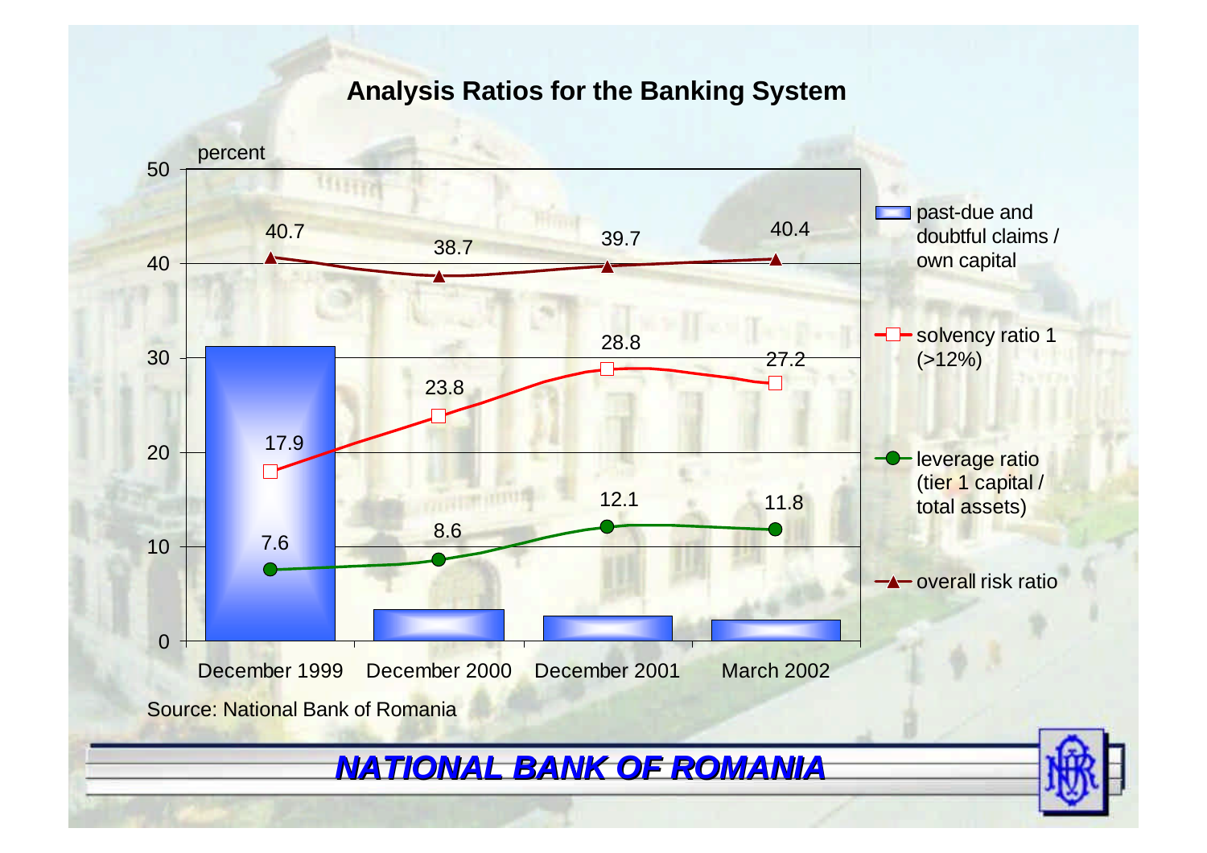## Analysis Ratios for the Banking System

percent

| | December 1999 | December 2000 | December 2001 | March 2002 |
|---|---|---|---|---|
| overall risk ratio | 40.7 | 38.7 | 39.7 | 40.4 |
| solvency ratio 1 (>12%) | 17.9 | 23.8 | 28.8 | 27.2 |
| leverage ratio (tier 1 capital / total assets) | 7.6 | 8.6 | 12.1 | 11.8 |
| past-due and doubtful claims / own capital | | | | |

Source: National Bank of Romania

***NATIONAL BANK OF ROMANIA***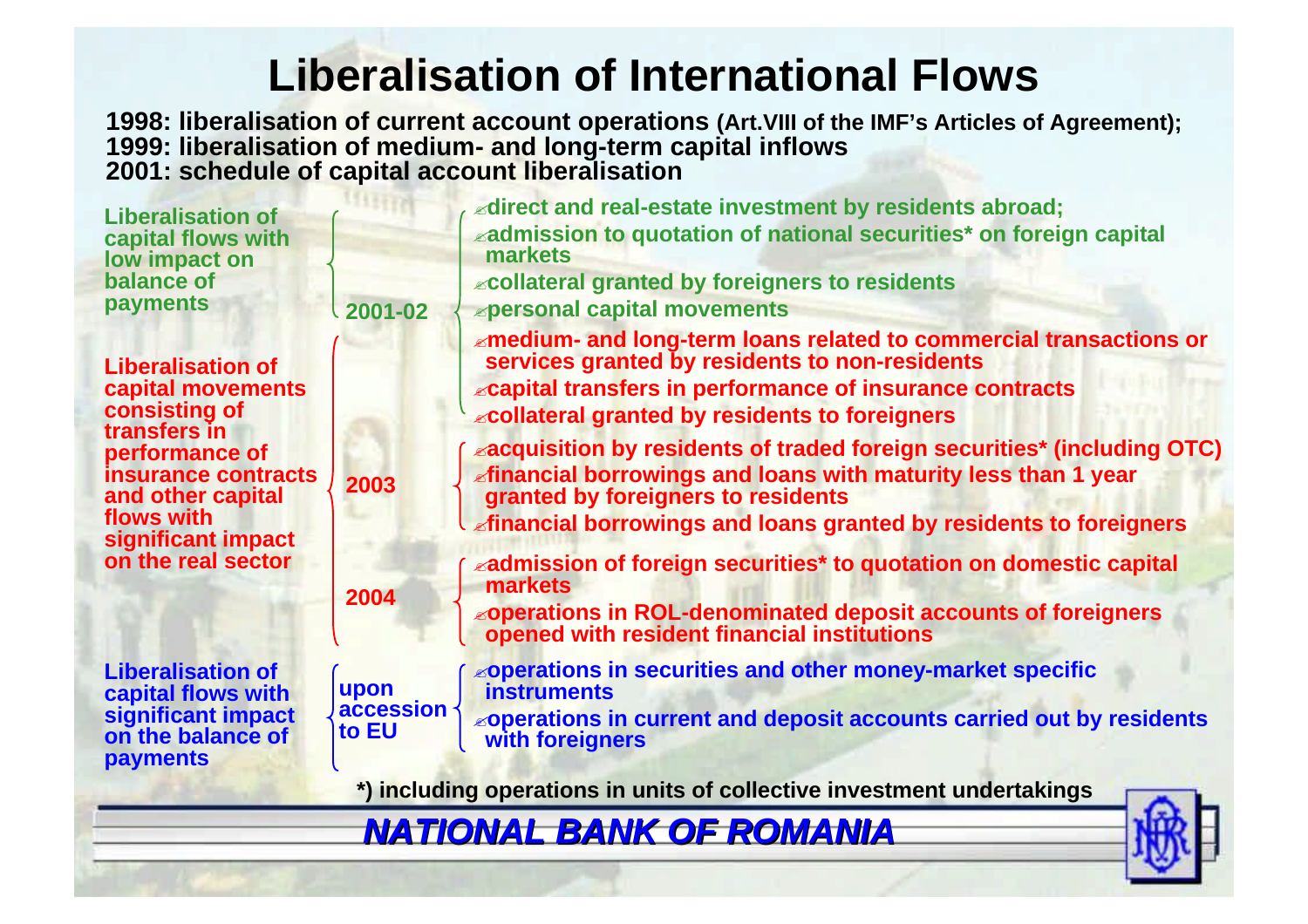# Liberalisation of International Flows

**1998: liberalisation of current account operations (Art.VIII of the IMF's Articles of Agreement);**
**1999: liberalisation of medium- and long-term capital inflows**
**2001: schedule of capital account liberalisation**

**Liberalisation of capital flows with low impact on balance of payments**

**2001-02**

- direct and real-estate investment by residents abroad;
- admission to quotation of national securities* on foreign capital markets
- collateral granted by foreigners to residents
- personal capital movements
- medium- and long-term loans related to commercial transactions or services granted by residents to non-residents
- capital transfers in performance of insurance contracts
- collateral granted by residents to foreigners

**Liberalisation of capital movements consisting of transfers in performance of insurance contracts and other capital flows with significant impact on the real sector**

**2003**

- acquisition by residents of traded foreign securities* (including OTC)
- financial borrowings and loans with maturity less than 1 year granted by foreigners to residents
- financial borrowings and loans granted by residents to foreigners

**2004**

- admission of foreign securities* to quotation on domestic capital markets
- operations in ROL-denominated deposit accounts of foreigners opened with resident financial institutions

**Liberalisation of capital flows with significant impact on the balance of payments**

**upon accession to EU**

- operations in securities and other money-market specific instruments
- operations in current and deposit accounts carried out by residents with foreigners

*) including operations in units of collective investment undertakings

***NATIONAL BANK OF ROMANIA***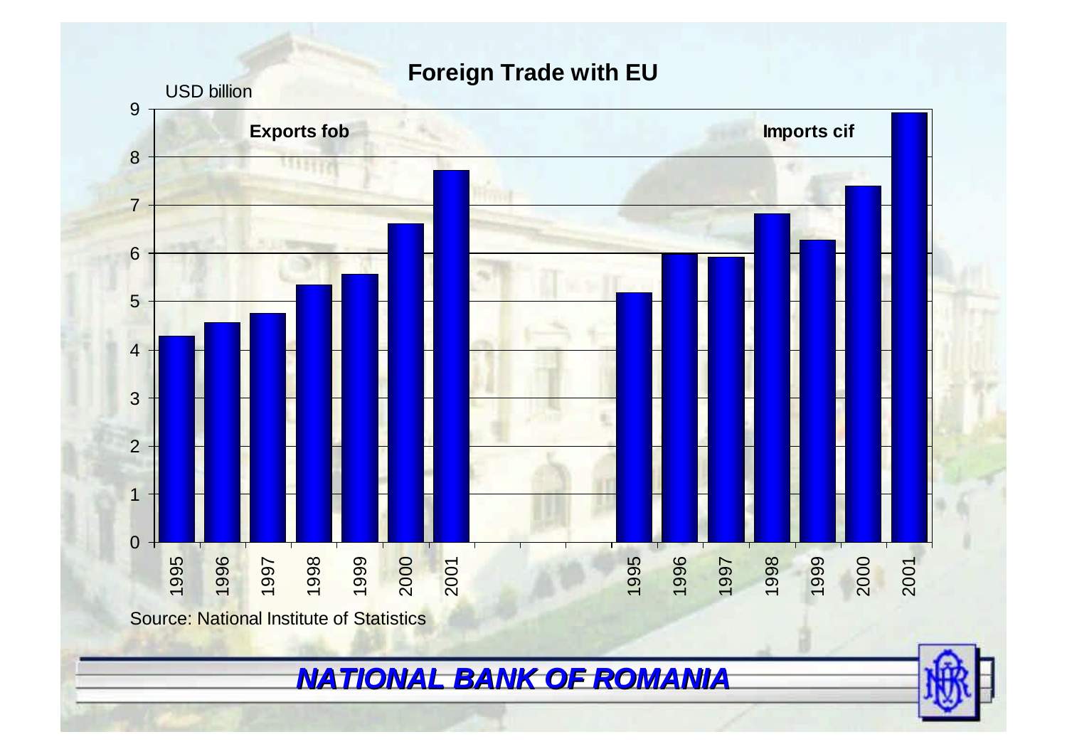## Foreign Trade with EU

USD billion

| Year | Exports fob | Imports cif |
|---|---|---|
| 1995 | 4.3 | 5.2 |
| 1996 | 4.6 | 6.0 |
| 1997 | 4.8 | 5.9 |
| 1998 | 5.3 | 6.8 |
| 1999 | 5.6 | 6.3 |
| 2000 | 6.6 | 7.4 |
| 2001 | 7.7 | 8.9 |

Source: National Institute of Statistics

***NATIONAL BANK OF ROMANIA***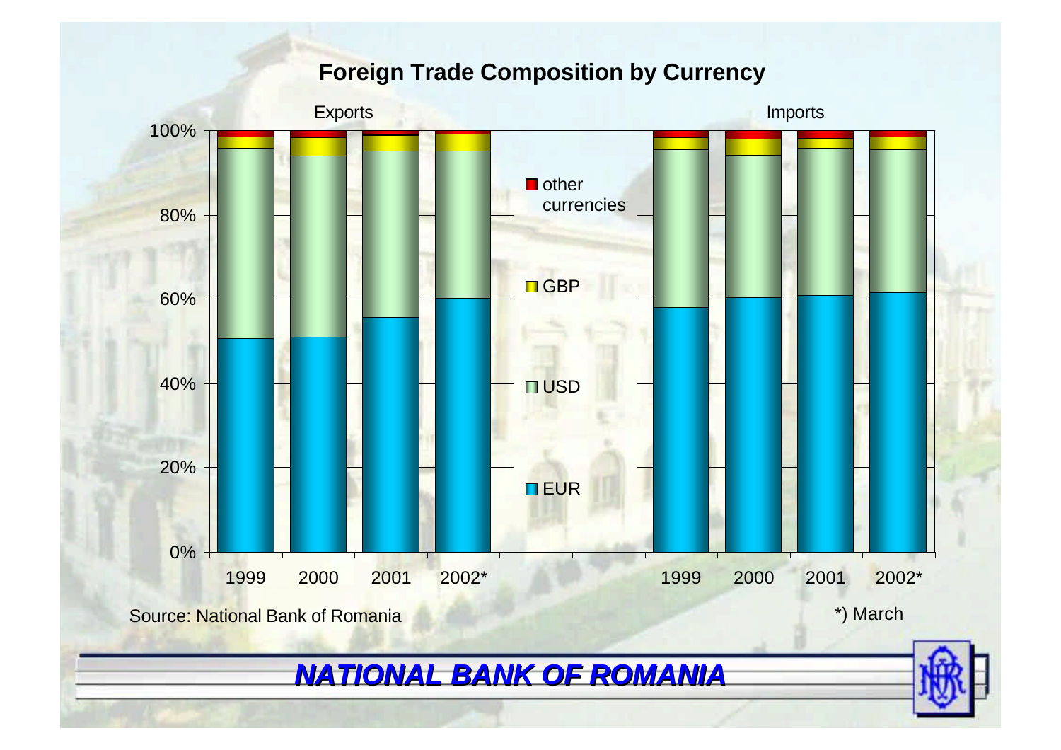## Foreign Trade Composition by Currency

Exports | Imports

Legend: other currencies, GBP, USD, EUR

Years: 1999, 2000, 2001, 2002*

Source: National Bank of Romania

*) March

***NATIONAL BANK OF ROMANIA***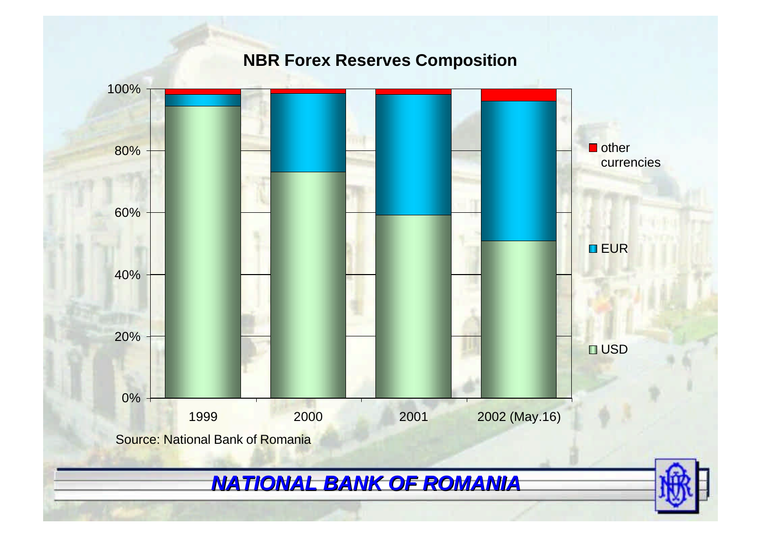## NBR Forex Reserves Composition

| | USD | EUR | other currencies |
|---|---|---|---|
| 1999 | ~94% | ~4% | ~2% |
| 2000 | ~73% | ~25% | ~1.5% |
| 2001 | ~59% | ~39% | ~2% |
| 2002 (May.16) | ~51% | ~45% | ~4% |

Source: National Bank of Romania

***NATIONAL BANK OF ROMANIA***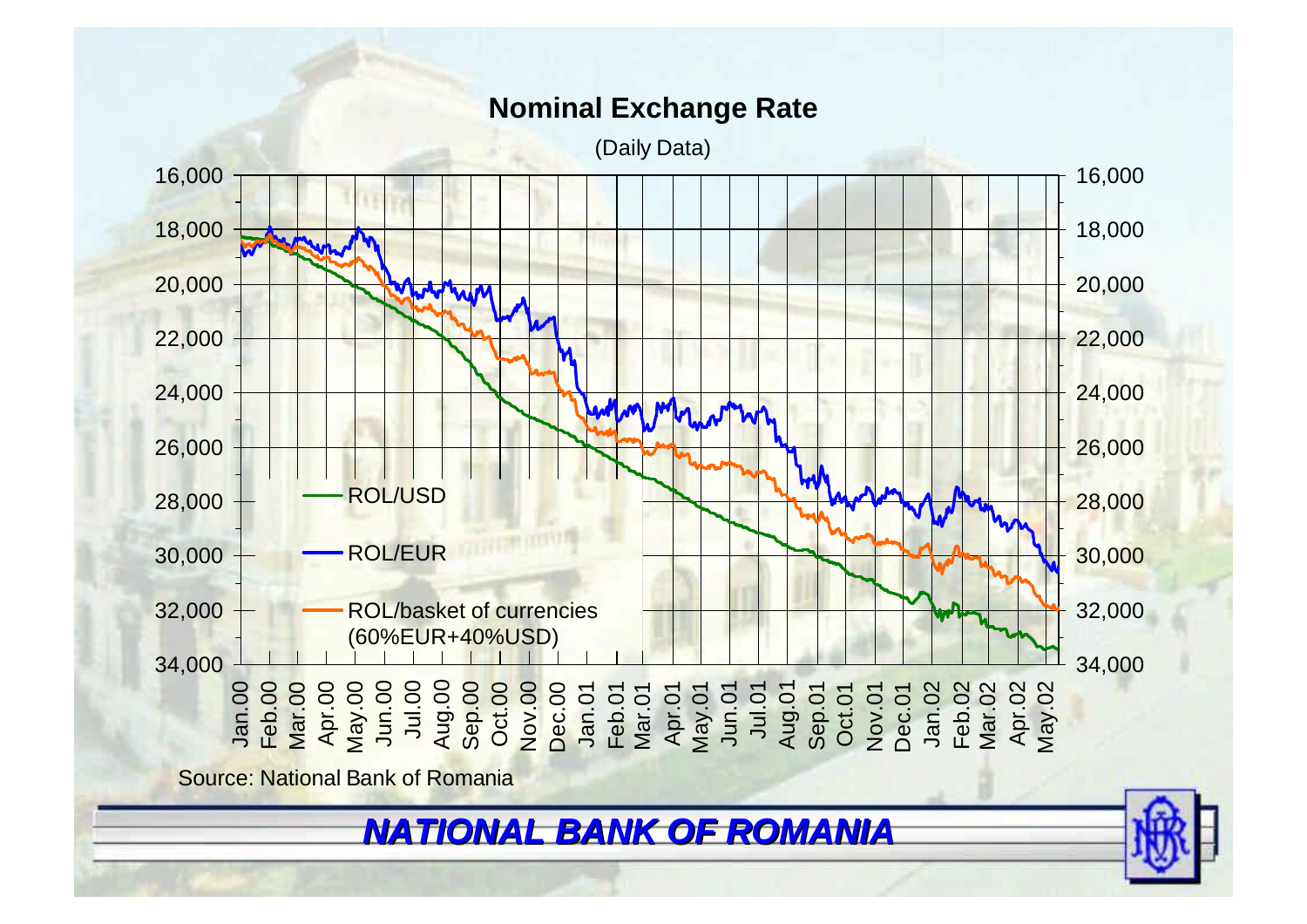## Nominal Exchange Rate

(Daily Data)

- ROL/USD
- ROL/EUR
- ROL/basket of currencies (60%EUR+40%USD)

Source: National Bank of Romania

**NATIONAL BANK OF ROMANIA**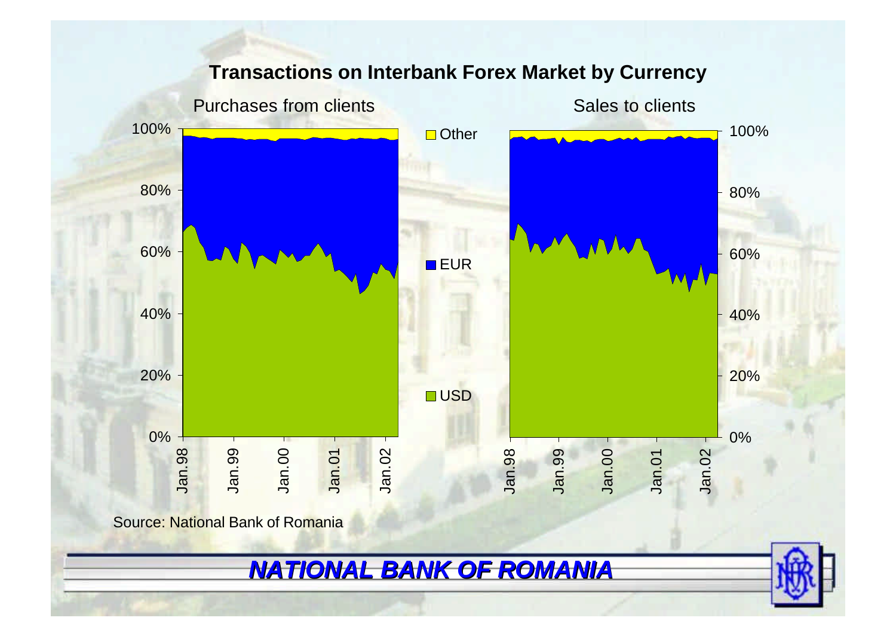## Transactions on Interbank Forex Market by Currency

Purchases from clients

Sales to clients

Other

EUR

USD

100%
80%
60%
40%
20%
0%

Jan.98 Jan.99 Jan.00 Jan.01 Jan.02

Source: National Bank of Romania

***NATIONAL BANK OF ROMANIA***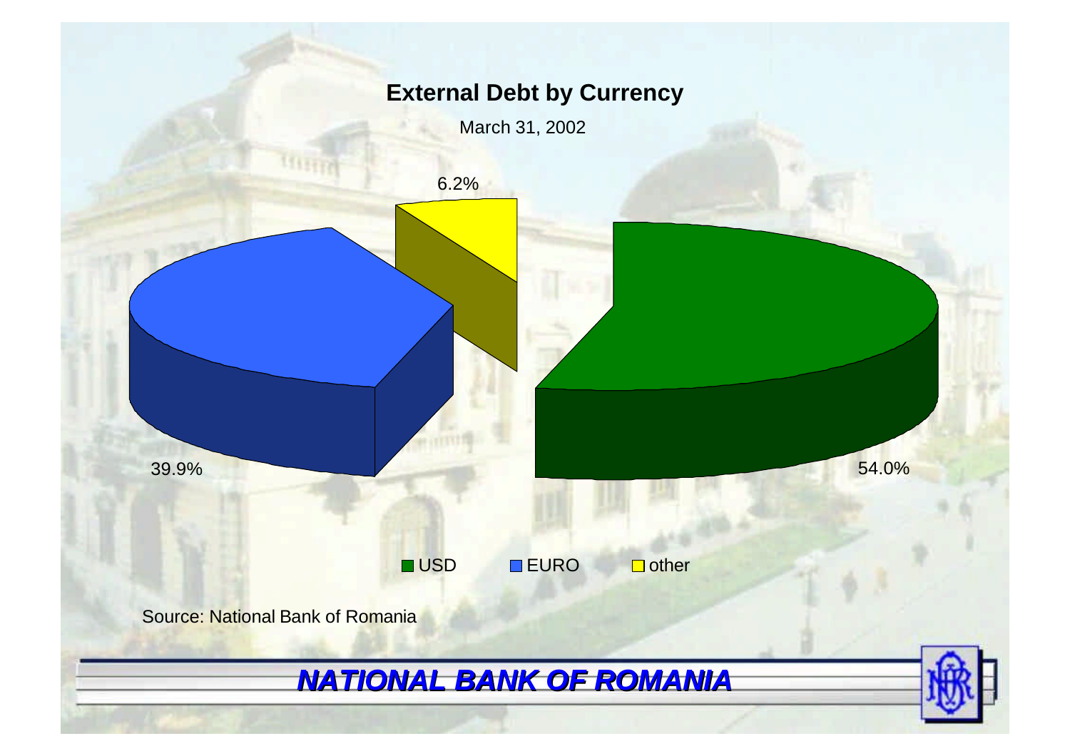## External Debt by Currency

March 31, 2002

6.2%

39.9%

54.0%

USD EURO other

Source: National Bank of Romania

***NATIONAL BANK OF ROMANIA***